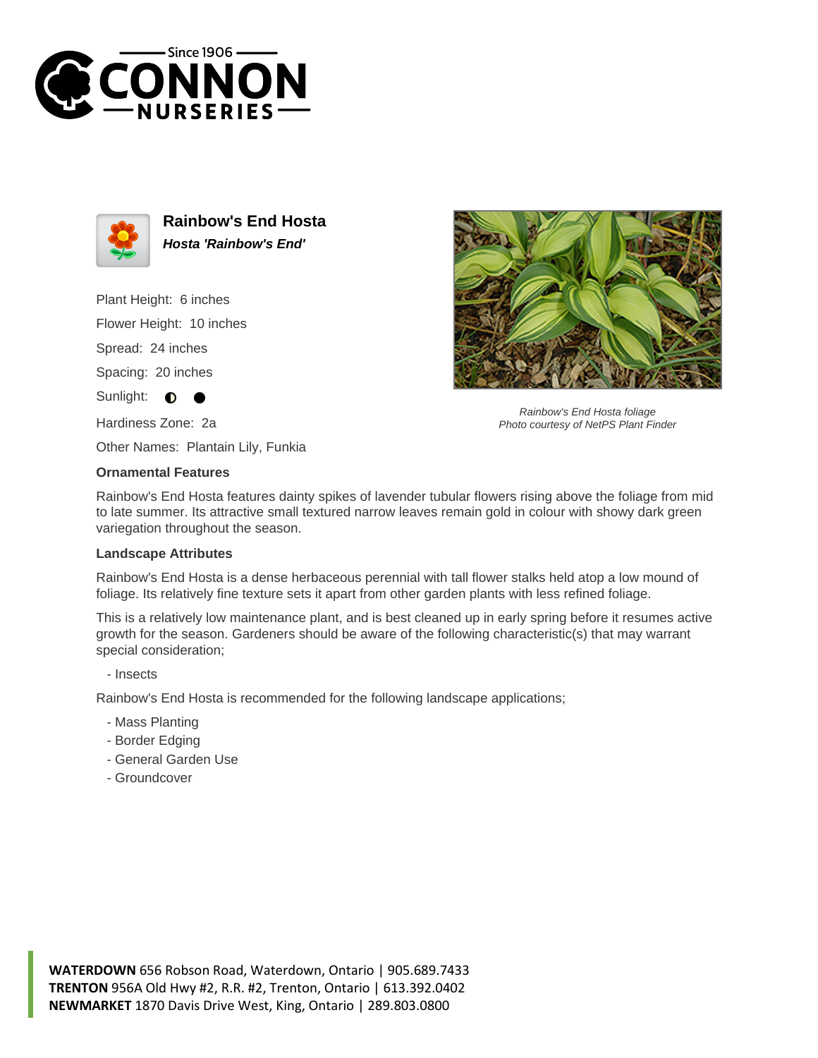# Rainbow's End Hosta

***Hosta 'Rainbow's End'***

Plant Height: 6 inches

Flower Height: 10 inches

Spread: 24 inches

Spacing: 20 inches

Sunlight: ◐ ●

Hardiness Zone: 2a

Other Names: Plantain Lily, Funkia

*Rainbow's End Hosta foliage*
*Photo courtesy of NetPS Plant Finder*

### Ornamental Features

Rainbow's End Hosta features dainty spikes of lavender tubular flowers rising above the foliage from mid to late summer. Its attractive small textured narrow leaves remain gold in colour with showy dark green variegation throughout the season.

### Landscape Attributes

Rainbow's End Hosta is a dense herbaceous perennial with tall flower stalks held atop a low mound of foliage. Its relatively fine texture sets it apart from other garden plants with less refined foliage.

This is a relatively low maintenance plant, and is best cleaned up in early spring before it resumes active growth for the season. Gardeners should be aware of the following characteristic(s) that may warrant special consideration;

- Insects

Rainbow's End Hosta is recommended for the following landscape applications;

- Mass Planting
- Border Edging
- General Garden Use
- Groundcover

**WATERDOWN** 656 Robson Road, Waterdown, Ontario | 905.689.7433
**TRENTON** 956A Old Hwy #2, R.R. #2, Trenton, Ontario | 613.392.0402
**NEWMARKET** 1870 Davis Drive West, King, Ontario | 289.803.0800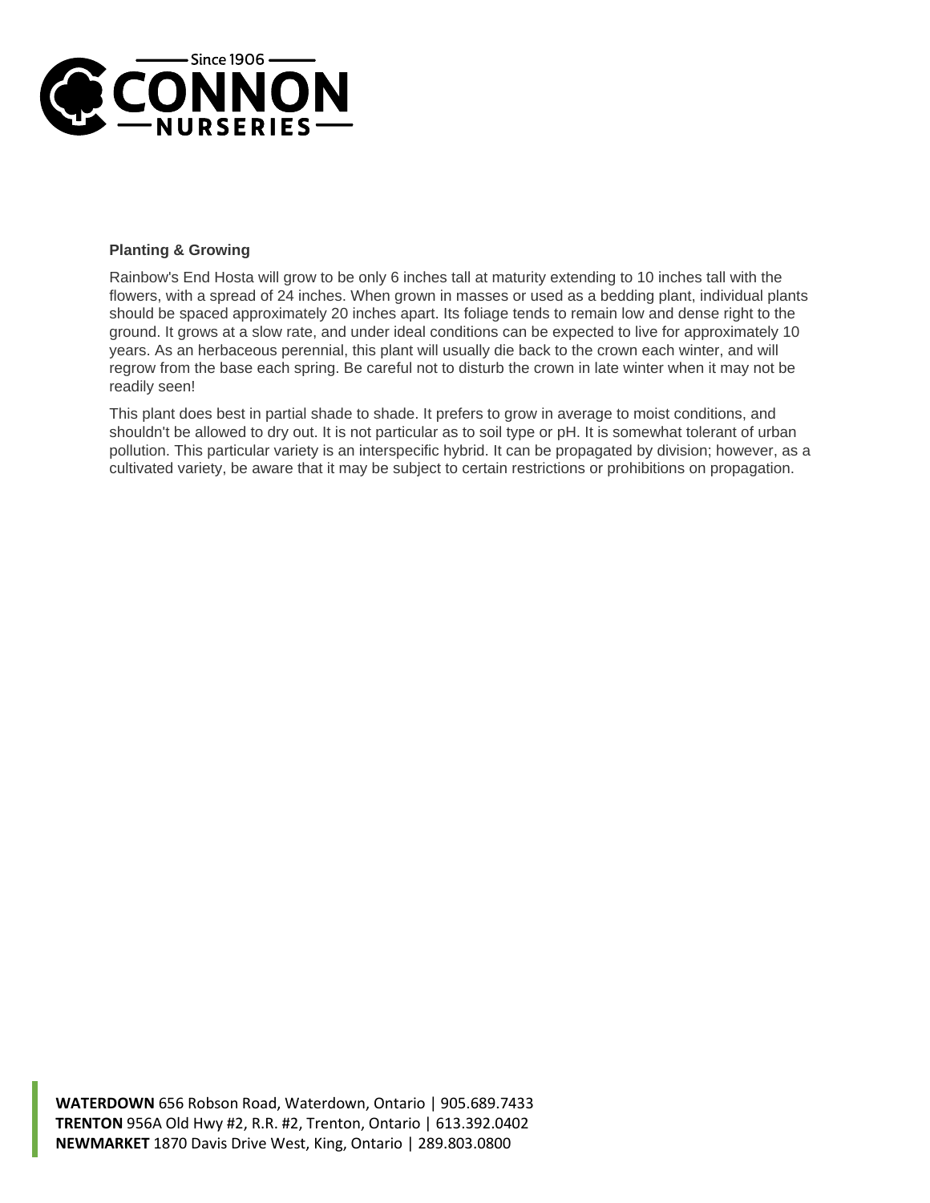### Planting & Growing

Rainbow's End Hosta will grow to be only 6 inches tall at maturity extending to 10 inches tall with the flowers, with a spread of 24 inches. When grown in masses or used as a bedding plant, individual plants should be spaced approximately 20 inches apart. Its foliage tends to remain low and dense right to the ground. It grows at a slow rate, and under ideal conditions can be expected to live for approximately 10 years. As an herbaceous perennial, this plant will usually die back to the crown each winter, and will regrow from the base each spring. Be careful not to disturb the crown in late winter when it may not be readily seen!

This plant does best in partial shade to shade. It prefers to grow in average to moist conditions, and shouldn't be allowed to dry out. It is not particular as to soil type or pH. It is somewhat tolerant of urban pollution. This particular variety is an interspecific hybrid. It can be propagated by division; however, as a cultivated variety, be aware that it may be subject to certain restrictions or prohibitions on propagation.